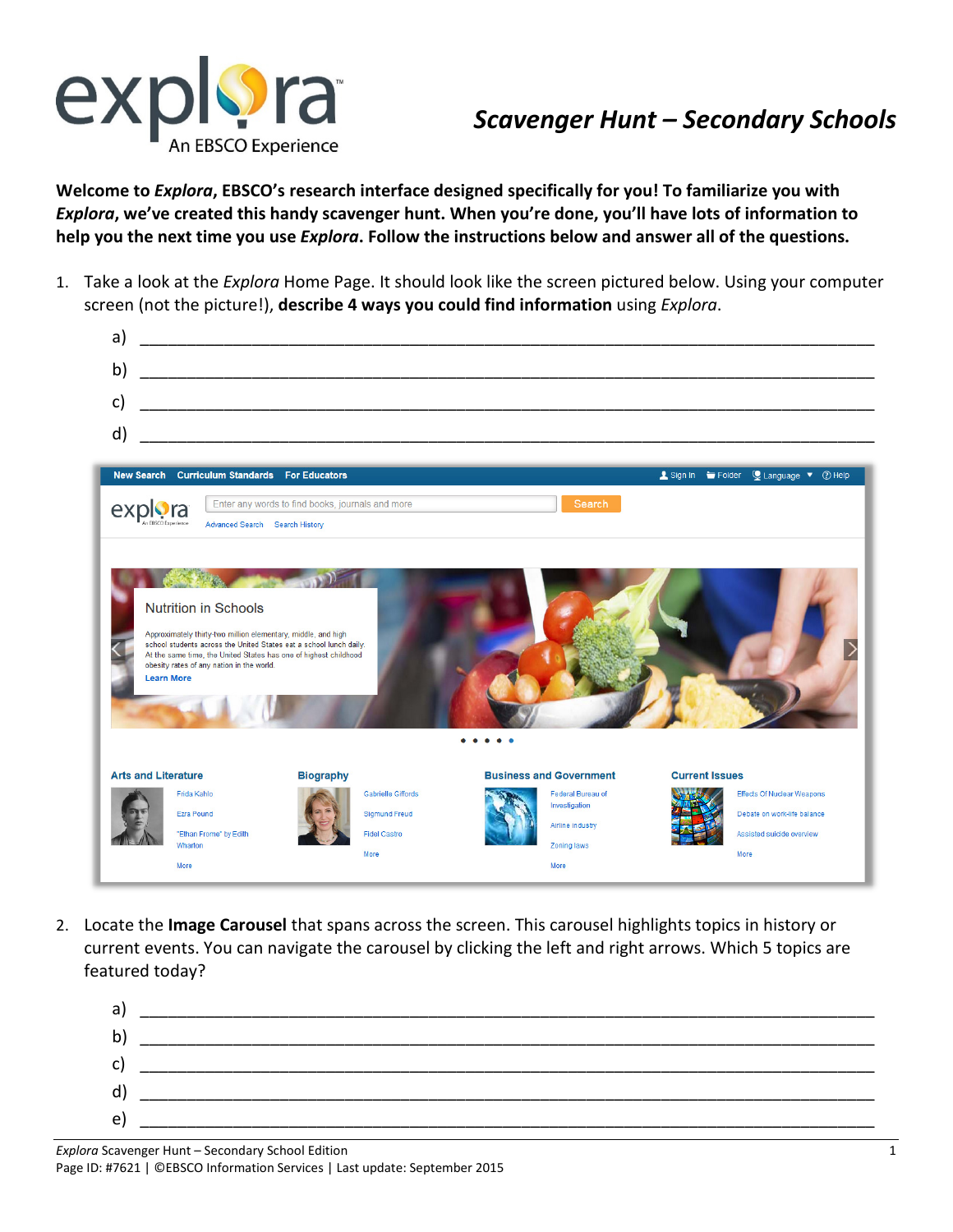# explora — An EBSCO Experience

## *Scavenger Hunt – Secondary Schools*

**Welcome to *Explora*, EBSCO's research interface designed specifically for you! To familiarize you with *Explora*, we've created this handy scavenger hunt. When you're done, you'll have lots of information to help you the next time you use *Explora*. Follow the instructions below and answer all of the questions.**

1. Take a look at the *Explora* Home Page. It should look like the screen pictured below. Using your computer screen (not the picture!), **describe 4 ways you could find information** using *Explora*.

   a) ______________________________________________________________________
   
   b) ______________________________________________________________________
   
   c) ______________________________________________________________________
   
   d) ______________________________________________________________________

2. Locate the **Image Carousel** that spans across the screen. This carousel highlights topics in history or current events. You can navigate the carousel by clicking the left and right arrows. Which 5 topics are featured today?

   a) ______________________________________________________________________
   
   b) ______________________________________________________________________
   
   c) ______________________________________________________________________
   
   d) ______________________________________________________________________
   
   e) ______________________________________________________________________

*Explora* Scavenger Hunt – Secondary School Edition
Page ID: #7621 | ©EBSCO Information Services | Last update: September 2015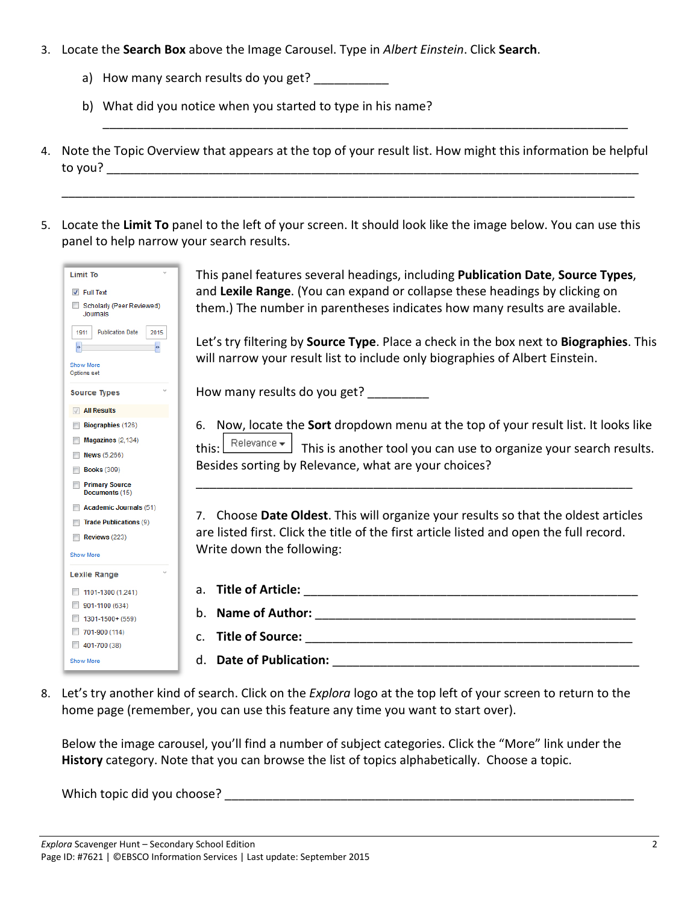3. Locate the **Search Box** above the Image Carousel. Type in *Albert Einstein*. Click **Search**.

    a) How many search results do you get? ___________

    b) What did you notice when you started to type in his name?

    ______________________________________________________________________________

4. Note the Topic Overview that appears at the top of your result list. How might this information be helpful to you? ______________________________________________________________________________

    ______________________________________________________________________________

5. Locate the **Limit To** panel to the left of your screen. It should look like the image below. You can use this panel to help narrow your search results.

    Limit To

    - [x] Full Text
    - [ ] Scholarly (Peer Reviewed) Journals

    1911 Publication Date 2015

    Show More
    Options set

    Source Types

    - [x] All Results
    - [ ] Biographies (126)
    - [ ] Magazines (2,134)
    - [ ] News (5,266)
    - [ ] Books (309)
    - [ ] Primary Source Documents (15)
    - [ ] Academic Journals (51)
    - [ ] Trade Publications (9)
    - [ ] Reviews (223)

    Show More

    Lexile Range

    - [ ] 1101-1300 (1,241)
    - [ ] 901-1100 (634)
    - [ ] 1301-1500+ (559)
    - [ ] 701-900 (114)
    - [ ] 401-700 (38)

    Show More

    This panel features several headings, including **Publication Date**, **Source Types**, and **Lexile Range**. (You can expand or collapse these headings by clicking on them.) The number in parentheses indicates how many results are available.

    Let's try filtering by **Source Type**. Place a check in the box next to **Biographies**. This will narrow your result list to include only biographies of Albert Einstein.

    How many results do you get? _________

6. Now, locate the **Sort** dropdown menu at the top of your result list. It looks like this: [Relevance ▾] This is another tool you can use to organize your search results. Besides sorting by Relevance, what are your choices?

    ______________________________________________________________

7. Choose **Date Oldest**. This will organize your results so that the oldest articles are listed first. Click the title of the first article listed and open the full record. Write down the following:

    a. **Title of Article:** ____________________________________________

    b. **Name of Author:** ____________________________________________

    c. **Title of Source:** ____________________________________________

    d. **Date of Publication:** __________________________________________

8. Let's try another kind of search. Click on the *Explora* logo at the top left of your screen to return to the home page (remember, you can use this feature any time you want to start over).

    Below the image carousel, you'll find a number of subject categories. Click the "More" link under the **History** category. Note that you can browse the list of topics alphabetically. Choose a topic.

    Which topic did you choose? ____________________________________________________________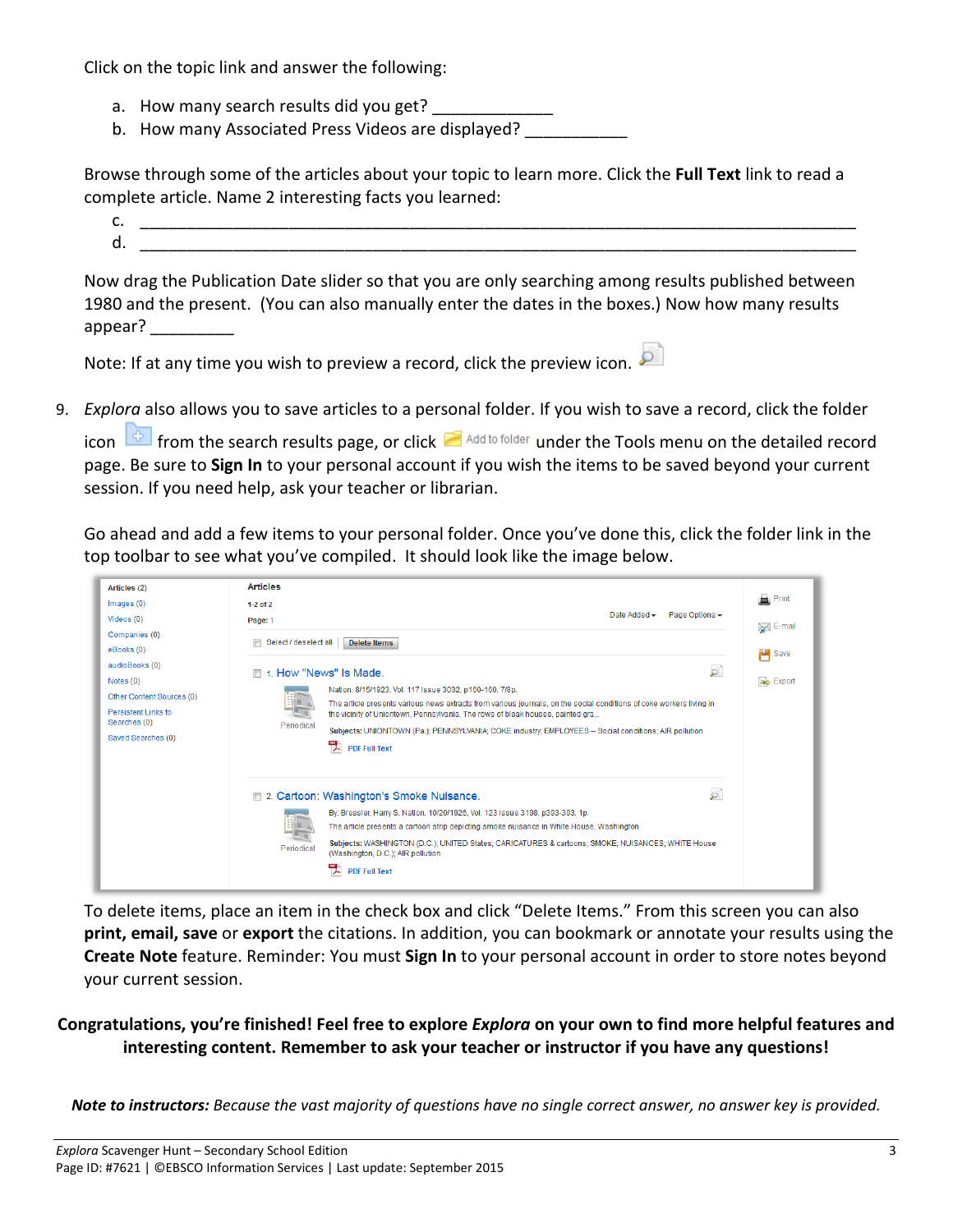Click on the topic link and answer the following:

a. How many search results did you get? _____________
b. How many Associated Press Videos are displayed? ___________

Browse through some of the articles about your topic to learn more. Click the **Full Text** link to read a complete article. Name 2 interesting facts you learned:

c. ___________________________________________________________________________
d. ___________________________________________________________________________

Now drag the Publication Date slider so that you are only searching among results published between 1980 and the present. (You can also manually enter the dates in the boxes.) Now how many results appear? _________

Note: If at any time you wish to preview a record, click the preview icon.

9. *Explora* also allows you to save articles to a personal folder. If you wish to save a record, click the folder icon from the search results page, or click Add to folder under the Tools menu on the detailed record page. Be sure to **Sign In** to your personal account if you wish the items to be saved beyond your current session. If you need help, ask your teacher or librarian.

   Go ahead and add a few items to your personal folder. Once you've done this, click the folder link in the top toolbar to see what you've compiled. It should look like the image below.

   To delete items, place an item in the check box and click "Delete Items." From this screen you can also **print, email, save** or **export** the citations. In addition, you can bookmark or annotate your results using the **Create Note** feature. Reminder: You must **Sign In** to your personal account in order to store notes beyond your current session.

**Congratulations, you're finished! Feel free to explore *Explora* on your own to find more helpful features and interesting content. Remember to ask your teacher or instructor if you have any questions!**

***Note to instructors:*** *Because the vast majority of questions have no single correct answer, no answer key is provided.*